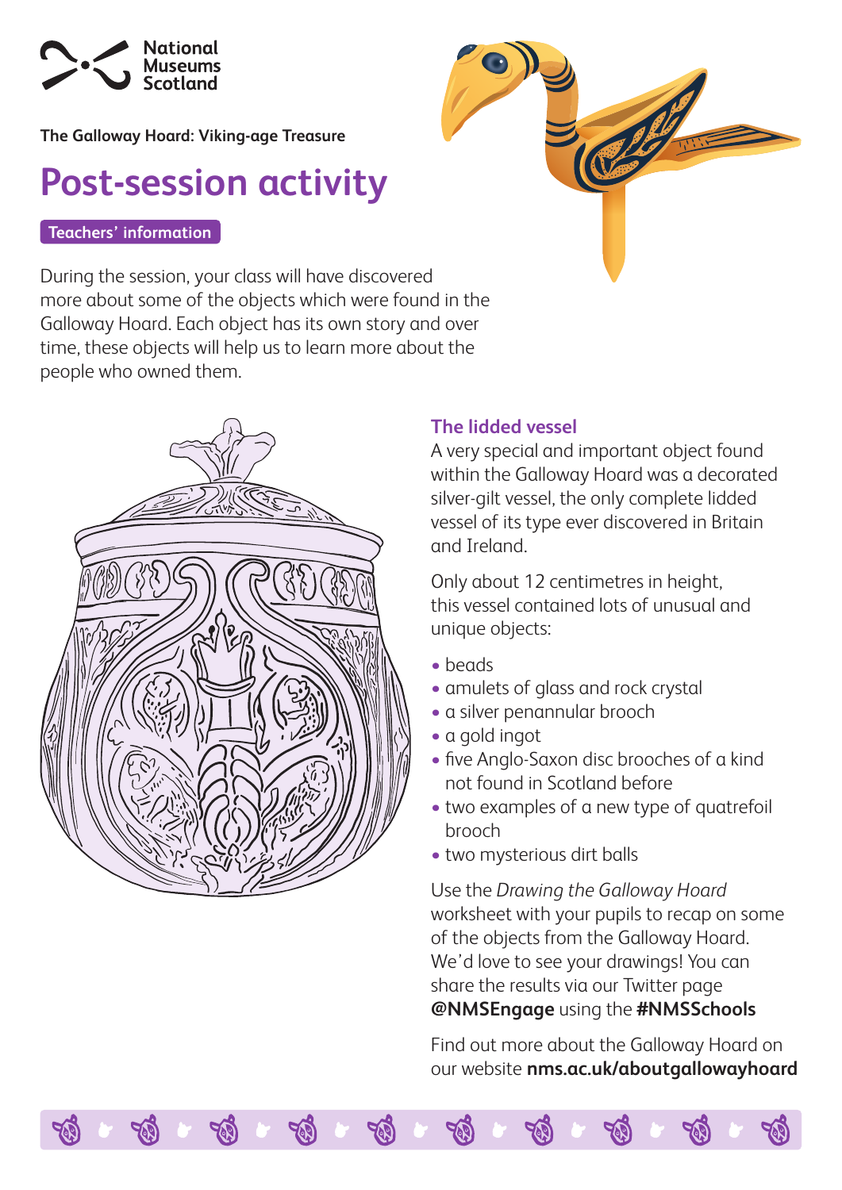National Museums Scotland

**The Galloway Hoard: Viking-age Treasure**

# Post-session activity

**Teachers' information**

During the session, your class will have discovered more about some of the objects which were found in the Galloway Hoard. Each object has its own story and over time, these objects will help us to learn more about the people who owned them.

## The lidded vessel

A very special and important object found within the Galloway Hoard was a decorated silver-gilt vessel, the only complete lidded vessel of its type ever discovered in Britain and Ireland.

Only about 12 centimetres in height, this vessel contained lots of unusual and unique objects:

- beads
- amulets of glass and rock crystal
- a silver penannular brooch
- a gold ingot
- five Anglo-Saxon disc brooches of a kind not found in Scotland before
- two examples of a new type of quatrefoil brooch
- two mysterious dirt balls

Use the *Drawing the Galloway Hoard* worksheet with your pupils to recap on some of the objects from the Galloway Hoard. We'd love to see your drawings! You can share the results via our Twitter page **@NMSEngage** using the **#NMSSchools**

Find out more about the Galloway Hoard on our website **nms.ac.uk/aboutgallowayhoard**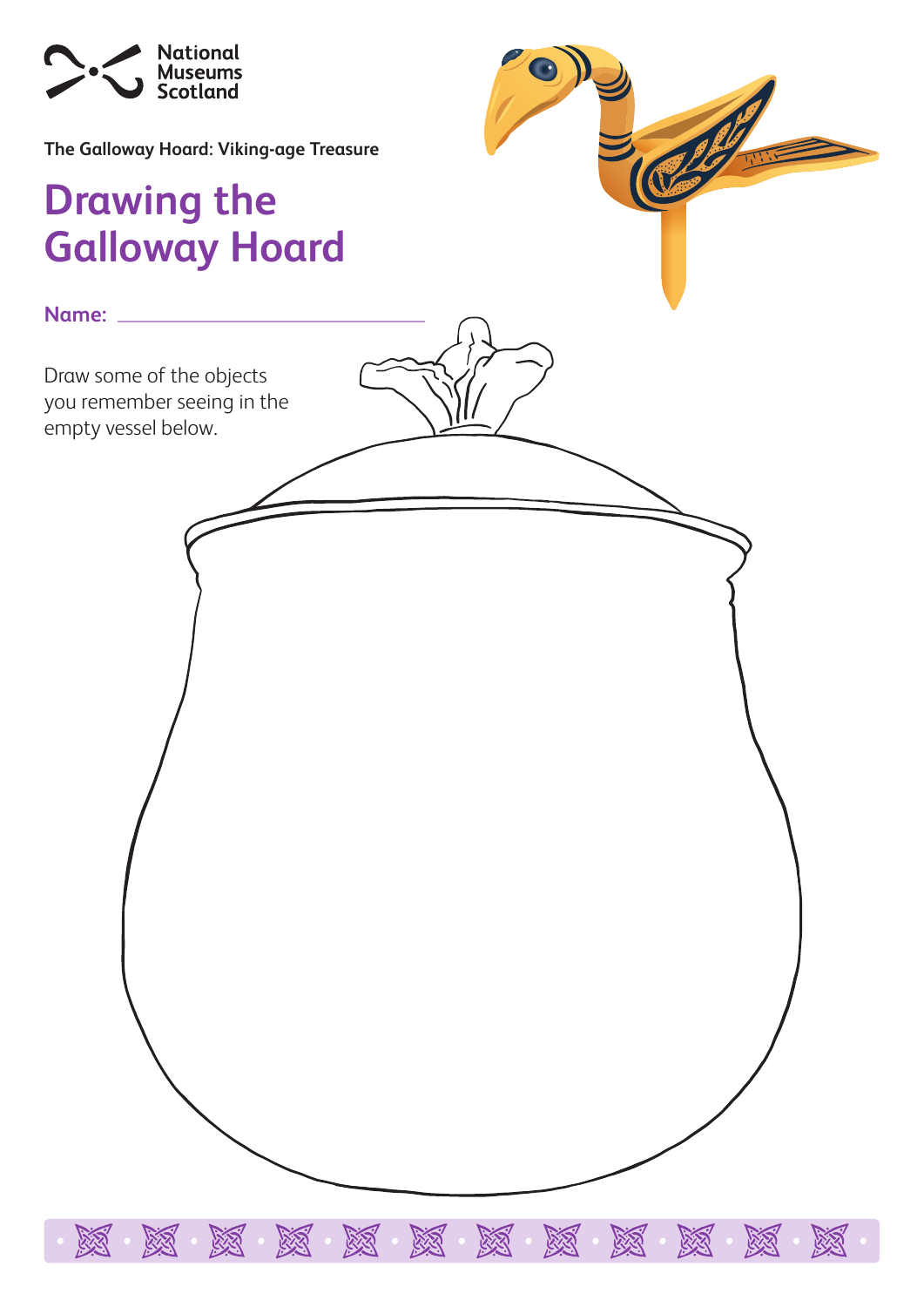National Museums Scotland

**The Galloway Hoard: Viking-age Treasure**

# Drawing the Galloway Hoard

**Name:** ______________________________

Draw some of the objects you remember seeing in the empty vessel below.